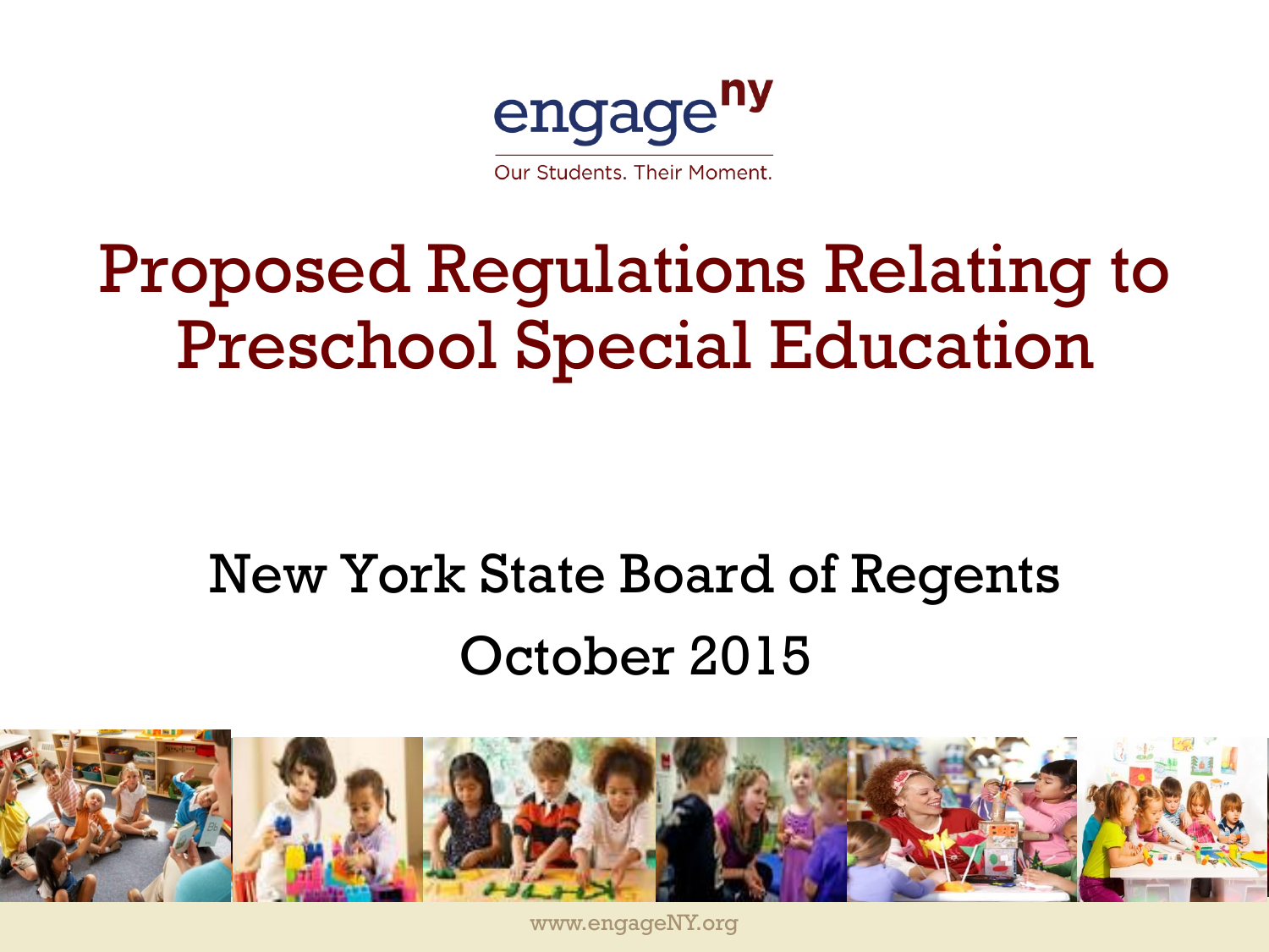engage^ny

Our Students. Their Moment.

# Proposed Regulations Relating to Preschool Special Education

## New York State Board of Regents

## October 2015

www.engageNY.org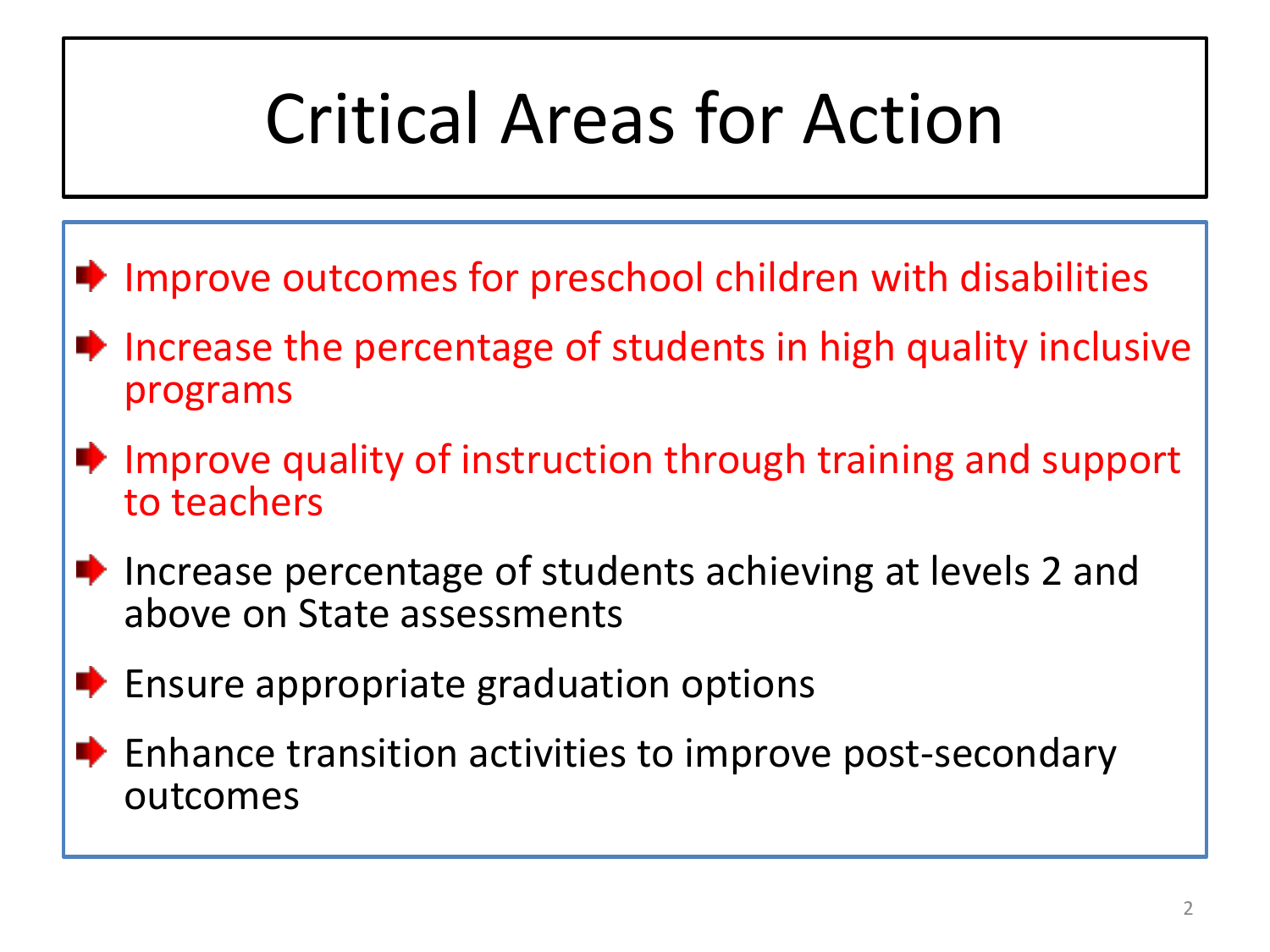# Critical Areas for Action

- Improve outcomes for preschool children with disabilities
- Increase the percentage of students in high quality inclusive programs
- Improve quality of instruction through training and support to teachers
- Increase percentage of students achieving at levels 2 and above on State assessments
- Ensure appropriate graduation options
- Enhance transition activities to improve post-secondary outcomes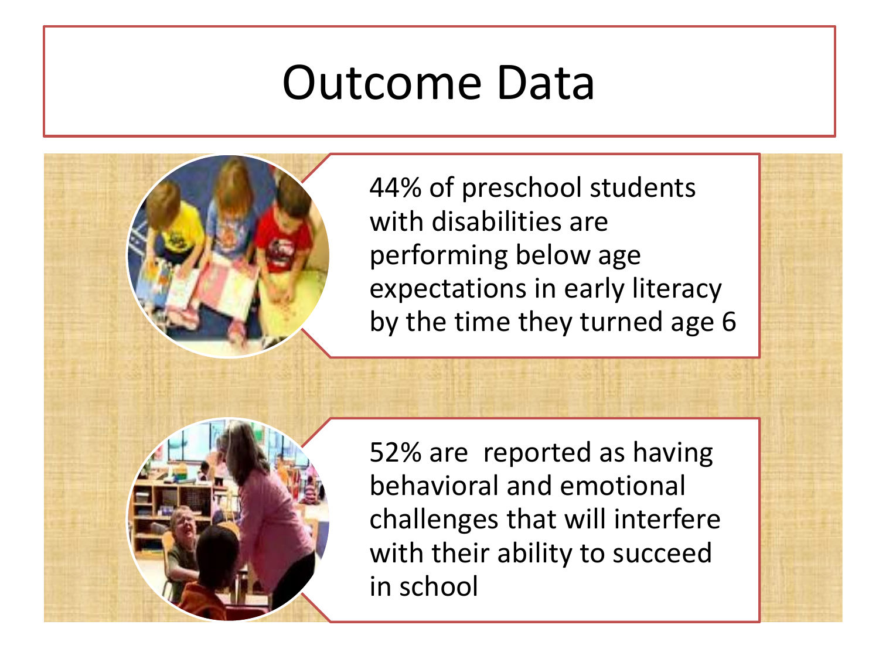# Outcome Data

44% of preschool students with disabilities are performing below age expectations in early literacy by the time they turned age 6

52% are reported as having behavioral and emotional challenges that will interfere with their ability to succeed in school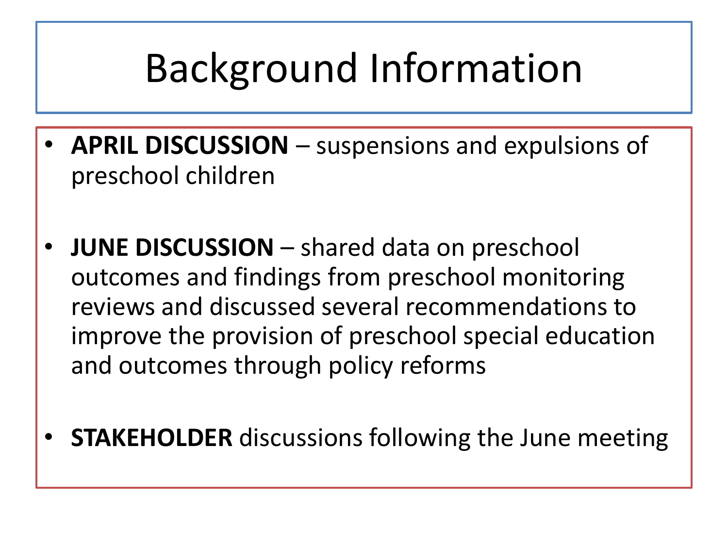# Background Information

- **APRIL DISCUSSION** – suspensions and expulsions of preschool children

- **JUNE DISCUSSION** – shared data on preschool outcomes and findings from preschool monitoring reviews and discussed several recommendations to improve the provision of preschool special education and outcomes through policy reforms

- **STAKEHOLDER** discussions following the June meeting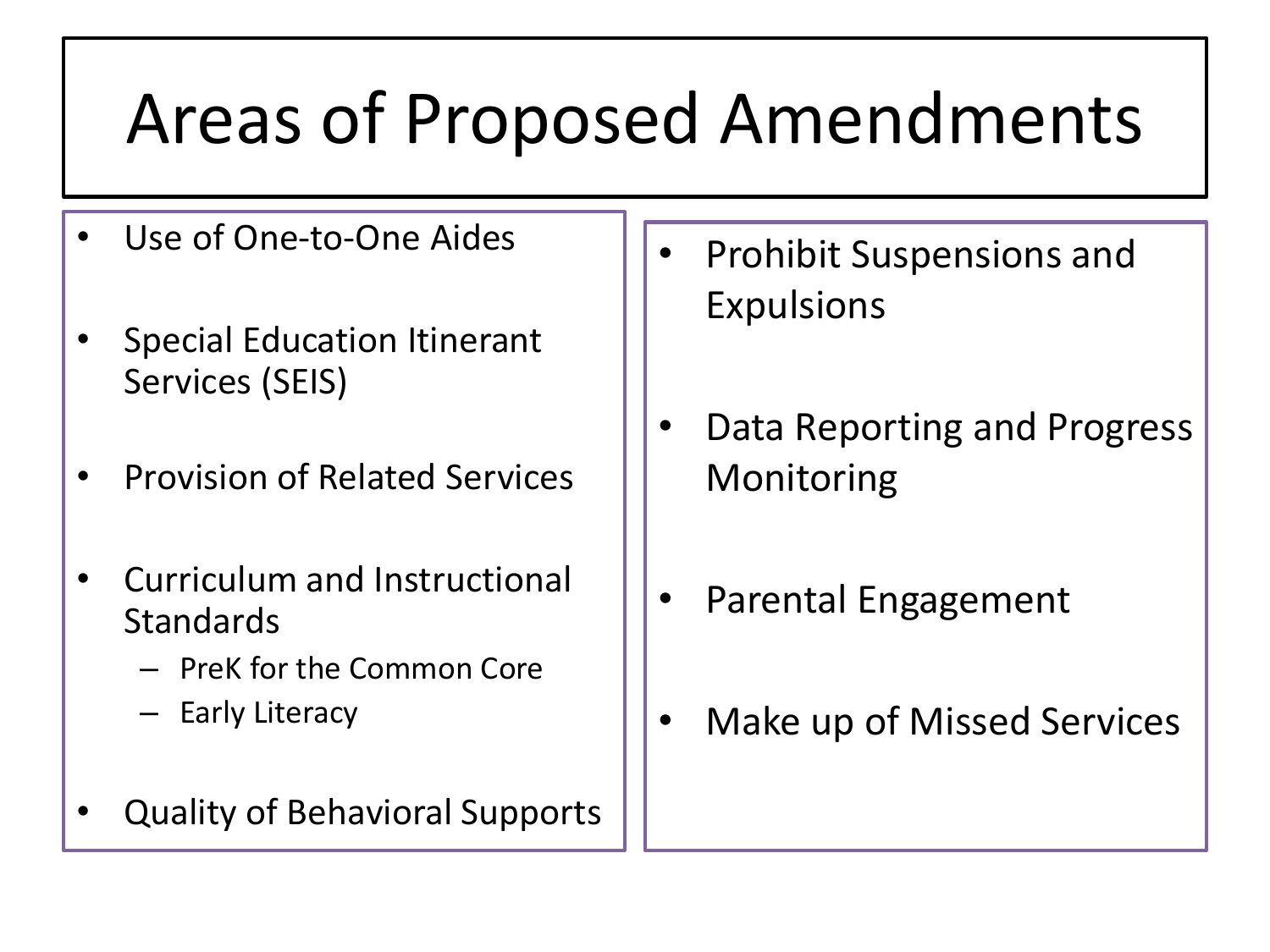# Areas of Proposed Amendments

- Use of One-to-One Aides
- Special Education Itinerant Services (SEIS)
- Provision of Related Services
- Curriculum and Instructional Standards
  - PreK for the Common Core
  - Early Literacy
- Quality of Behavioral Supports
- Prohibit Suspensions and Expulsions
- Data Reporting and Progress Monitoring
- Parental Engagement
- Make up of Missed Services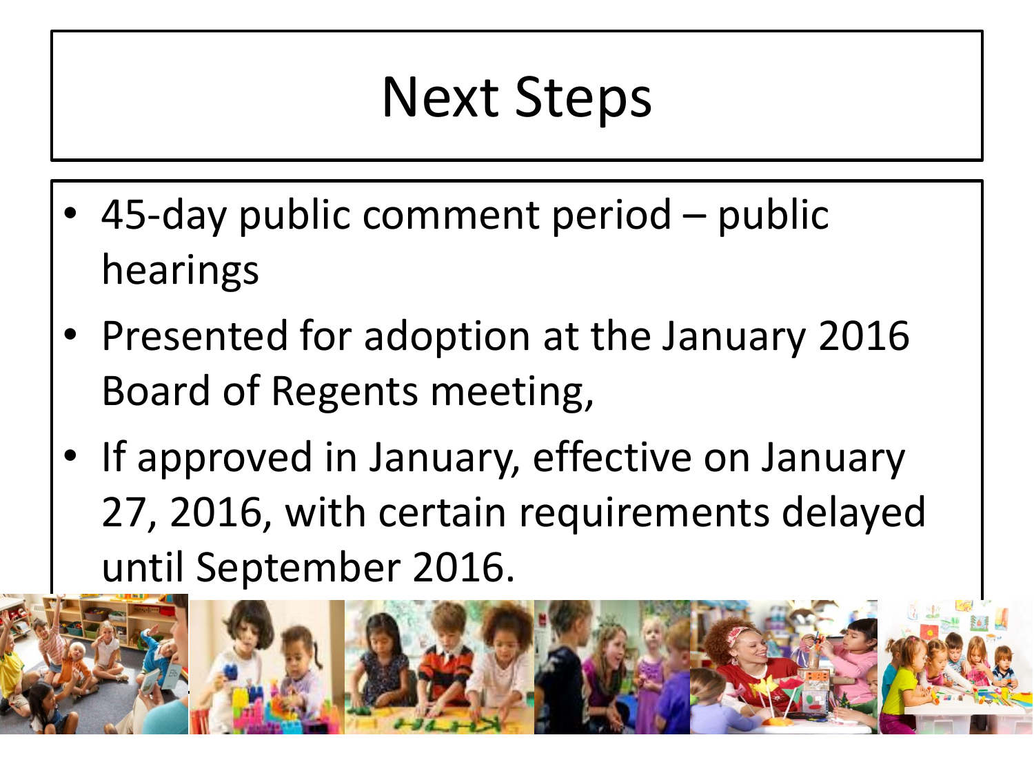# Next Steps

- 45-day public comment period – public hearings
- Presented for adoption at the January 2016 Board of Regents meeting,
- If approved in January, effective on January 27, 2016, with certain requirements delayed until September 2016.